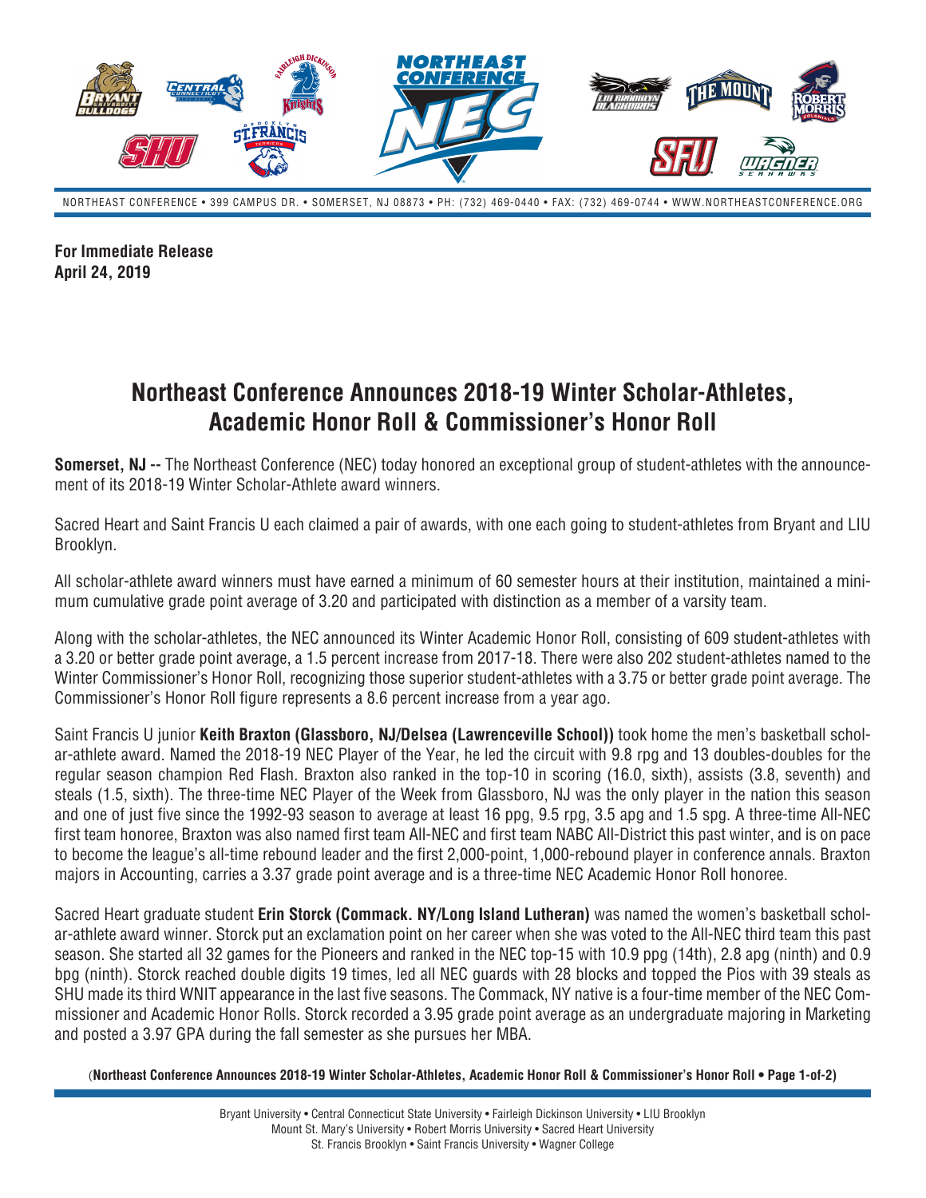**For Immediate Release**
**April 24, 2019**

# Northeast Conference Announces 2018-19 Winter Scholar-Athletes, Academic Honor Roll & Commissioner's Honor Roll

**Somerset, NJ --** The Northeast Conference (NEC) today honored an exceptional group of student-athletes with the announcement of its 2018-19 Winter Scholar-Athlete award winners.

Sacred Heart and Saint Francis U each claimed a pair of awards, with one each going to student-athletes from Bryant and LIU Brooklyn.

All scholar-athlete award winners must have earned a minimum of 60 semester hours at their institution, maintained a minimum cumulative grade point average of 3.20 and participated with distinction as a member of a varsity team.

Along with the scholar-athletes, the NEC announced its Winter Academic Honor Roll, consisting of 609 student-athletes with a 3.20 or better grade point average, a 1.5 percent increase from 2017-18. There were also 202 student-athletes named to the Winter Commissioner's Honor Roll, recognizing those superior student-athletes with a 3.75 or better grade point average. The Commissioner's Honor Roll figure represents a 8.6 percent increase from a year ago.

Saint Francis U junior **Keith Braxton (Glassboro, NJ/Delsea (Lawrenceville School))** took home the men's basketball scholar-athlete award. Named the 2018-19 NEC Player of the Year, he led the circuit with 9.8 rpg and 13 doubles-doubles for the regular season champion Red Flash. Braxton also ranked in the top-10 in scoring (16.0, sixth), assists (3.8, seventh) and steals (1.5, sixth). The three-time NEC Player of the Week from Glassboro, NJ was the only player in the nation this season and one of just five since the 1992-93 season to average at least 16 ppg, 9.5 rpg, 3.5 apg and 1.5 spg. A three-time All-NEC first team honoree, Braxton was also named first team All-NEC and first team NABC All-District this past winter, and is on pace to become the league's all-time rebound leader and the first 2,000-point, 1,000-rebound player in conference annals. Braxton majors in Accounting, carries a 3.37 grade point average and is a three-time NEC Academic Honor Roll honoree.

Sacred Heart graduate student **Erin Storck (Commack. NY/Long Island Lutheran)** was named the women's basketball scholar-athlete award winner. Storck put an exclamation point on her career when she was voted to the All-NEC third team this past season. She started all 32 games for the Pioneers and ranked in the NEC top-15 with 10.9 ppg (14th), 2.8 apg (ninth) and 0.9 bpg (ninth). Storck reached double digits 19 times, led all NEC guards with 28 blocks and topped the Pios with 39 steals as SHU made its third WNIT appearance in the last five seasons. The Commack, NY native is a four-time member of the NEC Commissioner and Academic Honor Rolls. Storck recorded a 3.95 grade point average as an undergraduate majoring in Marketing and posted a 3.97 GPA during the fall semester as she pursues her MBA.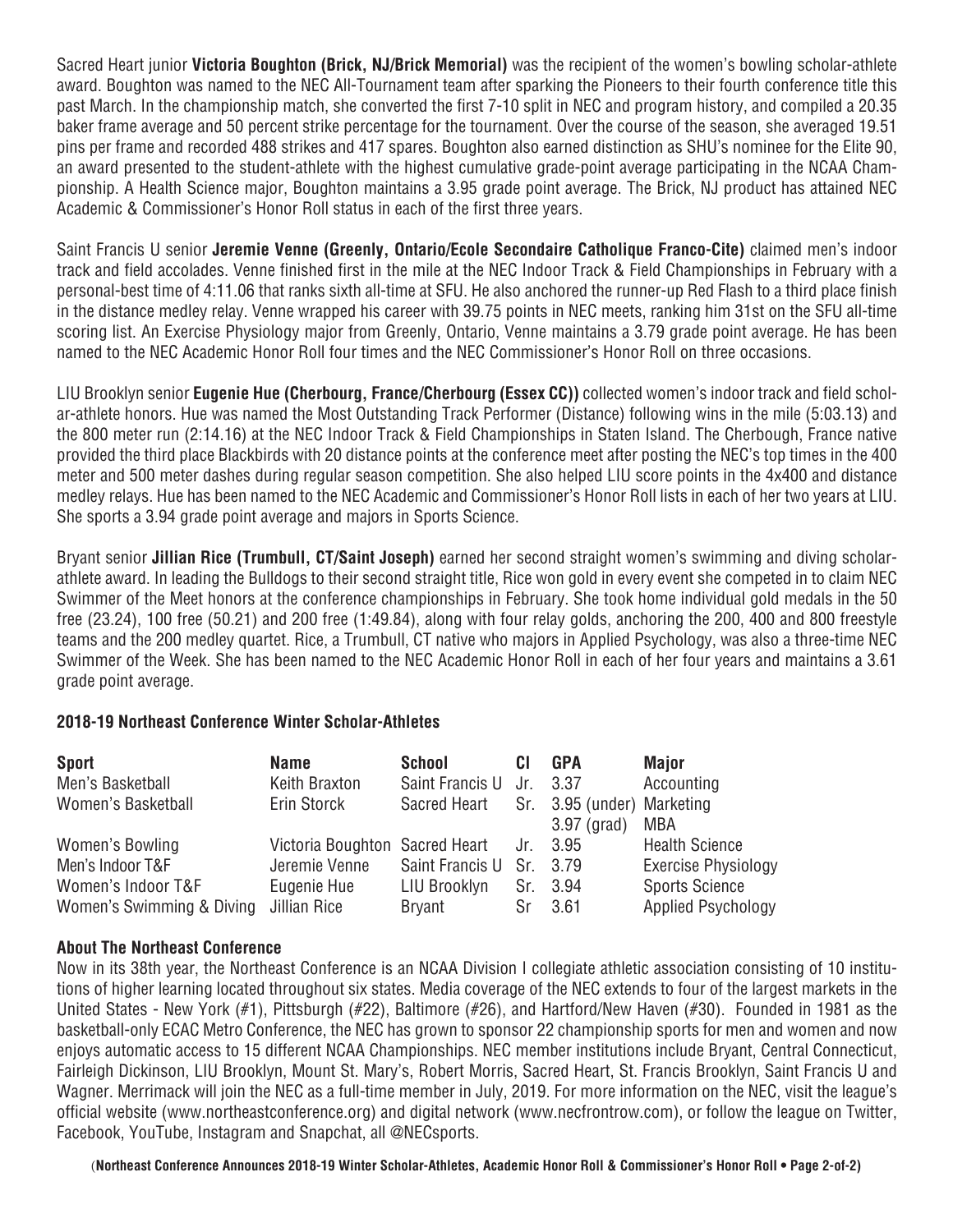Sacred Heart junior **Victoria Boughton (Brick, NJ/Brick Memorial)** was the recipient of the women's bowling scholar-athlete award. Boughton was named to the NEC All-Tournament team after sparking the Pioneers to their fourth conference title this past March. In the championship match, she converted the first 7-10 split in NEC and program history, and compiled a 20.35 baker frame average and 50 percent strike percentage for the tournament. Over the course of the season, she averaged 19.51 pins per frame and recorded 488 strikes and 417 spares. Boughton also earned distinction as SHU's nominee for the Elite 90, an award presented to the student-athlete with the highest cumulative grade-point average participating in the NCAA Championship. A Health Science major, Boughton maintains a 3.95 grade point average. The Brick, NJ product has attained NEC Academic & Commissioner's Honor Roll status in each of the first three years.

Saint Francis U senior **Jeremie Venne (Greenly, Ontario/Ecole Secondaire Catholique Franco-Cite)** claimed men's indoor track and field accolades. Venne finished first in the mile at the NEC Indoor Track & Field Championships in February with a personal-best time of 4:11.06 that ranks sixth all-time at SFU. He also anchored the runner-up Red Flash to a third place finish in the distance medley relay. Venne wrapped his career with 39.75 points in NEC meets, ranking him 31st on the SFU all-time scoring list. An Exercise Physiology major from Greenly, Ontario, Venne maintains a 3.79 grade point average. He has been named to the NEC Academic Honor Roll four times and the NEC Commissioner's Honor Roll on three occasions.

LIU Brooklyn senior **Eugenie Hue (Cherbourg, France/Cherbourg (Essex CC))** collected women's indoor track and field scholar-athlete honors. Hue was named the Most Outstanding Track Performer (Distance) following wins in the mile (5:03.13) and the 800 meter run (2:14.16) at the NEC Indoor Track & Field Championships in Staten Island. The Cherbough, France native provided the third place Blackbirds with 20 distance points at the conference meet after posting the NEC's top times in the 400 meter and 500 meter dashes during regular season competition. She also helped LIU score points in the 4x400 and distance medley relays. Hue has been named to the NEC Academic and Commissioner's Honor Roll lists in each of her two years at LIU. She sports a 3.94 grade point average and majors in Sports Science.

Bryant senior **Jillian Rice (Trumbull, CT/Saint Joseph)** earned her second straight women's swimming and diving scholar-athlete award. In leading the Bulldogs to their second straight title, Rice won gold in every event she competed in to claim NEC Swimmer of the Meet honors at the conference championships in February. She took home individual gold medals in the 50 free (23.24), 100 free (50.21) and 200 free (1:49.84), along with four relay golds, anchoring the 200, 400 and 800 freestyle teams and the 200 medley quartet. Rice, a Trumbull, CT native who majors in Applied Psychology, was also a three-time NEC Swimmer of the Week. She has been named to the NEC Academic Honor Roll in each of her four years and maintains a 3.61 grade point average.

**2018-19 Northeast Conference Winter Scholar-Athletes**

| Sport | Name | School | Cl | GPA | Major |
|---|---|---|---|---|---|
| Men's Basketball | Keith Braxton | Saint Francis U | Jr. | 3.37 | Accounting |
| Women's Basketball | Erin Storck | Sacred Heart | Sr. | 3.95 (under) | Marketing |
| | | | | 3.97 (grad) | MBA |
| Women's Bowling | Victoria Boughton | Sacred Heart | Jr. | 3.95 | Health Science |
| Men's Indoor T&F | Jeremie Venne | Saint Francis U | Sr. | 3.79 | Exercise Physiology |
| Women's Indoor T&F | Eugenie Hue | LIU Brooklyn | Sr. | 3.94 | Sports Science |
| Women's Swimming & Diving | Jillian Rice | Bryant | Sr | 3.61 | Applied Psychology |

**About The Northeast Conference**

Now in its 38th year, the Northeast Conference is an NCAA Division I collegiate athletic association consisting of 10 institutions of higher learning located throughout six states. Media coverage of the NEC extends to four of the largest markets in the United States - New York (#1), Pittsburgh (#22), Baltimore (#26), and Hartford/New Haven (#30). Founded in 1981 as the basketball-only ECAC Metro Conference, the NEC has grown to sponsor 22 championship sports for men and women and now enjoys automatic access to 15 different NCAA Championships. NEC member institutions include Bryant, Central Connecticut, Fairleigh Dickinson, LIU Brooklyn, Mount St. Mary's, Robert Morris, Sacred Heart, St. Francis Brooklyn, Saint Francis U and Wagner. Merrimack will join the NEC as a full-time member in July, 2019. For more information on the NEC, visit the league's official website (www.northeastconference.org) and digital network (www.necfrontrow.com), or follow the league on Twitter, Facebook, YouTube, Instagram and Snapchat, all @NECsports.